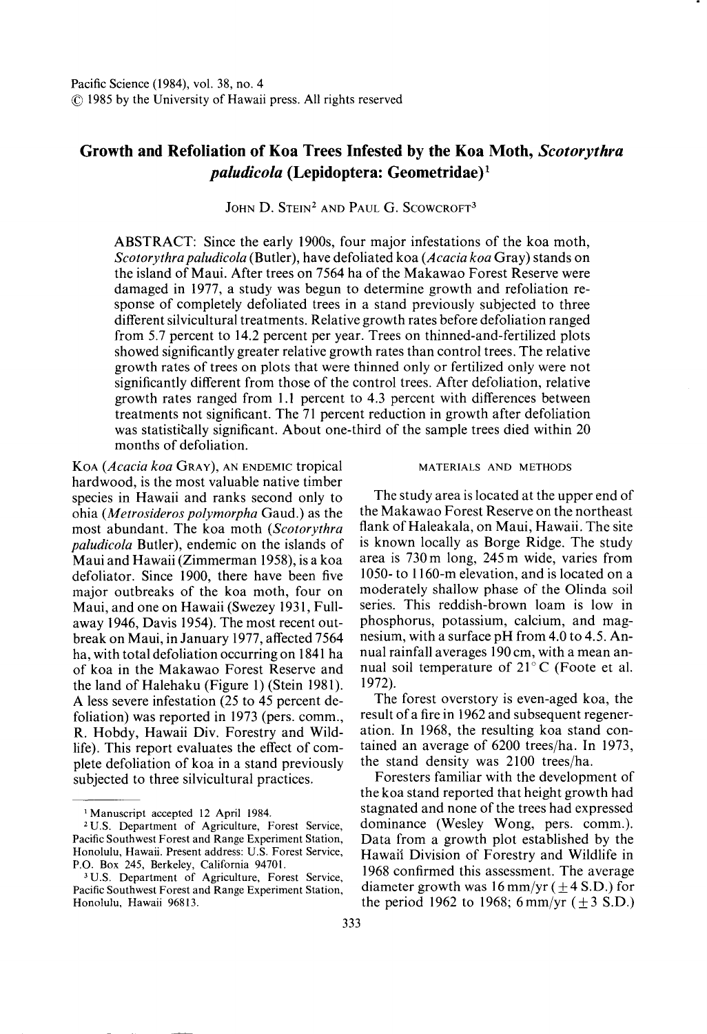Pacific Science (1984), vol. 38, no. 4
© 1985 by the University of Hawaii press. All rights reserved

# Growth and Refoliation of Koa Trees Infested by the Koa Moth, *Scotorythra paludicola* (Lepidoptera: Geometridae)[1]

JOHN D. STEIN[2] AND PAUL G. SCOWCROFT[3]

ABSTRACT: Since the early 1900s, four major infestations of the koa moth, *Scotorythra paludicola* (Butler), have defoliated koa (*Acacia koa* Gray) stands on the island of Maui. After trees on 7564 ha of the Makawao Forest Reserve were damaged in 1977, a study was begun to determine growth and refoliation response of completely defoliated trees in a stand previously subjected to three different silvicultural treatments. Relative growth rates before defoliation ranged from 5.7 percent to 14.2 percent per year. Trees on thinned-and-fertilized plots showed significantly greater relative growth rates than control trees. The relative growth rates of trees on plots that were thinned only or fertilized only were not significantly different from those of the control trees. After defoliation, relative growth rates ranged from 1.1 percent to 4.3 percent with differences between treatments not significant. The 71 percent reduction in growth after defoliation was statistically significant. About one-third of the sample trees died within 20 months of defoliation.

KOA (*Acacia koa* GRAY), AN ENDEMIC tropical hardwood, is the most valuable native timber species in Hawaii and ranks second only to ohia (*Metrosideros polymorpha* Gaud.) as the most abundant. The koa moth (*Scotorythra paludicola* Butler), endemic on the islands of Maui and Hawaii (Zimmerman 1958), is a koa defoliator. Since 1900, there have been five major outbreaks of the koa moth, four on Maui, and one on Hawaii (Swezey 1931, Fullaway 1946, Davis 1954). The most recent outbreak on Maui, in January 1977, affected 7564 ha, with total defoliation occurring on 1841 ha of koa in the Makawao Forest Reserve and the land of Halehaku (Figure 1) (Stein 1981). A less severe infestation (25 to 45 percent defoliation) was reported in 1973 (pers. comm., R. Hobdy, Hawaii Div. Forestry and Wildlife). This report evaluates the effect of complete defoliation of koa in a stand previously subjected to three silvicultural practices.

## MATERIALS AND METHODS

The study area is located at the upper end of the Makawao Forest Reserve on the northeast flank of Haleakala, on Maui, Hawaii. The site is known locally as Borge Ridge. The study area is 730 m long, 245 m wide, varies from 1050- to 1160-m elevation, and is located on a moderately shallow phase of the Olinda soil series. This reddish-brown loam is low in phosphorus, potassium, calcium, and magnesium, with a surface pH from 4.0 to 4.5. Annual rainfall averages 190 cm, with a mean annual soil temperature of 21° C (Foote et al. 1972).

The forest overstory is even-aged koa, the result of a fire in 1962 and subsequent regeneration. In 1968, the resulting koa stand contained an average of 6200 trees/ha. In 1973, the stand density was 2100 trees/ha.

Foresters familiar with the development of the koa stand reported that height growth had stagnated and none of the trees had expressed dominance (Wesley Wong, pers. comm.). Data from a growth plot established by the Hawaii Division of Forestry and Wildlife in 1968 confirmed this assessment. The average diameter growth was 16 mm/yr (± 4 S.D.) for the period 1962 to 1968; 6 mm/yr (± 3 S.D.)

---

[1] Manuscript accepted 12 April 1984.

[2] U.S. Department of Agriculture, Forest Service, Pacific Southwest Forest and Range Experiment Station, Honolulu, Hawaii. Present address: U.S. Forest Service, P.O. Box 245, Berkeley, California 94701.

[3] U.S. Department of Agriculture, Forest Service, Pacific Southwest Forest and Range Experiment Station, Honolulu, Hawaii 96813.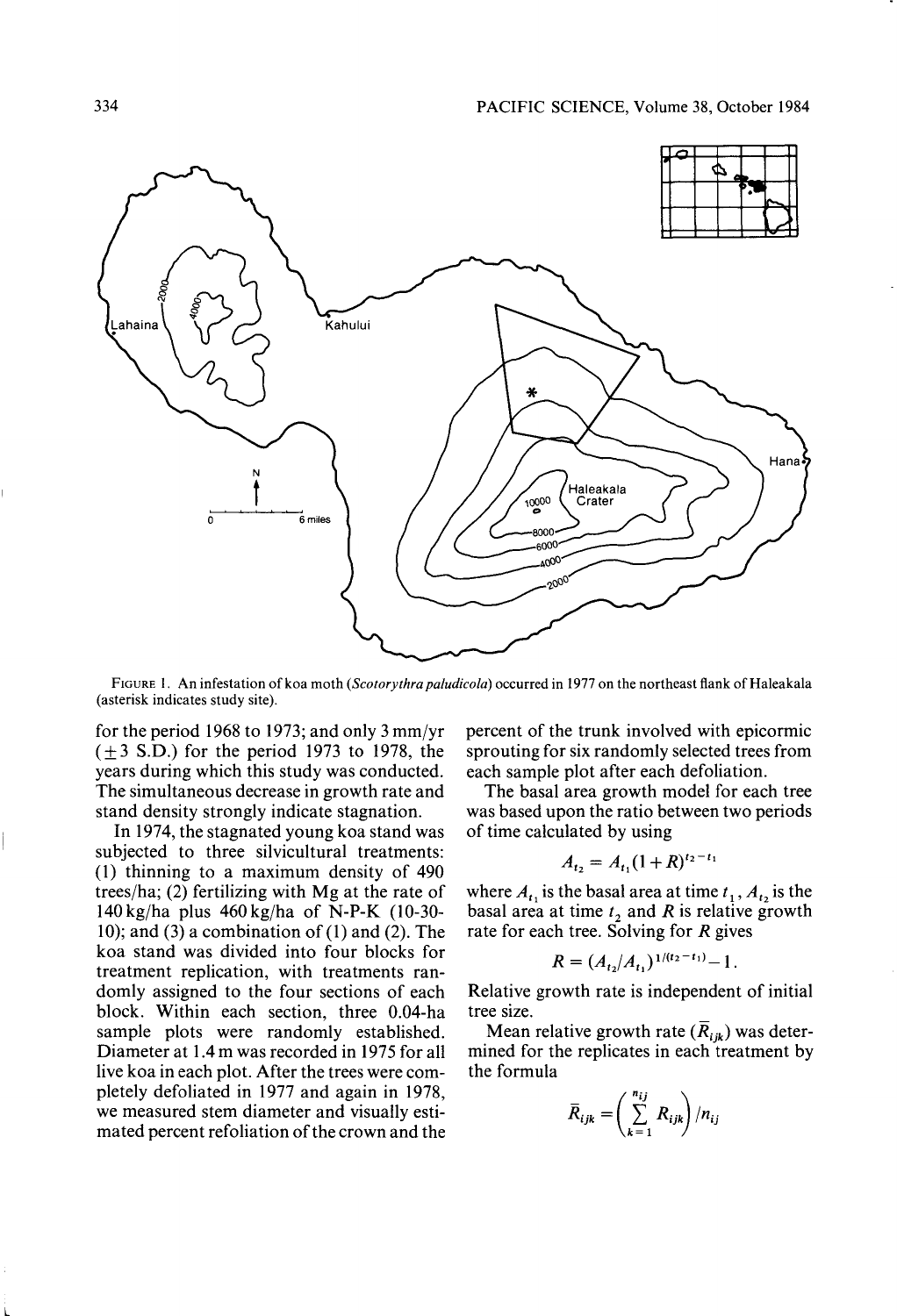FIGURE 1. An infestation of koa moth (*Scotorythra paludicola*) occurred in 1977 on the northeast flank of Haleakala (asterisk indicates study site).

for the period 1968 to 1973; and only 3 mm/yr (±3 S.D.) for the period 1973 to 1978, the years during which this study was conducted. The simultaneous decrease in growth rate and stand density strongly indicate stagnation.

In 1974, the stagnated young koa stand was subjected to three silvicultural treatments: (1) thinning to a maximum density of 490 trees/ha; (2) fertilizing with Mg at the rate of 140 kg/ha plus 460 kg/ha of N-P-K (10-30-10); and (3) a combination of (1) and (2). The koa stand was divided into four blocks for treatment replication, with treatments randomly assigned to the four sections of each block. Within each section, three 0.04-ha sample plots were randomly established. Diameter at 1.4 m was recorded in 1975 for all live koa in each plot. After the trees were completely defoliated in 1977 and again in 1978, we measured stem diameter and visually estimated percent refoliation of the crown and the percent of the trunk involved with epicormic sprouting for six randomly selected trees from each sample plot after each defoliation.

The basal area growth model for each tree was based upon the ratio between two periods of time calculated by using

$$A_{t_2} = A_{t_1}(1 + R)^{t_2 - t_1}$$

where $A_{t_1}$ is the basal area at time $t_1$, $A_{t_2}$ is the basal area at time $t_2$ and $R$ is relative growth rate for each tree. Solving for $R$ gives

$$R = (A_{t_2}/A_{t_1})^{1/(t_2 - t_1)} - 1.$$

Relative growth rate is independent of initial tree size.

Mean relative growth rate ($\bar{R}_{ijk}$) was determined for the replicates in each treatment by the formula

$$\bar{R}_{ijk} = \left( \sum_{k=1}^{n_{ij}} R_{ijk} \right) / n_{ij}$$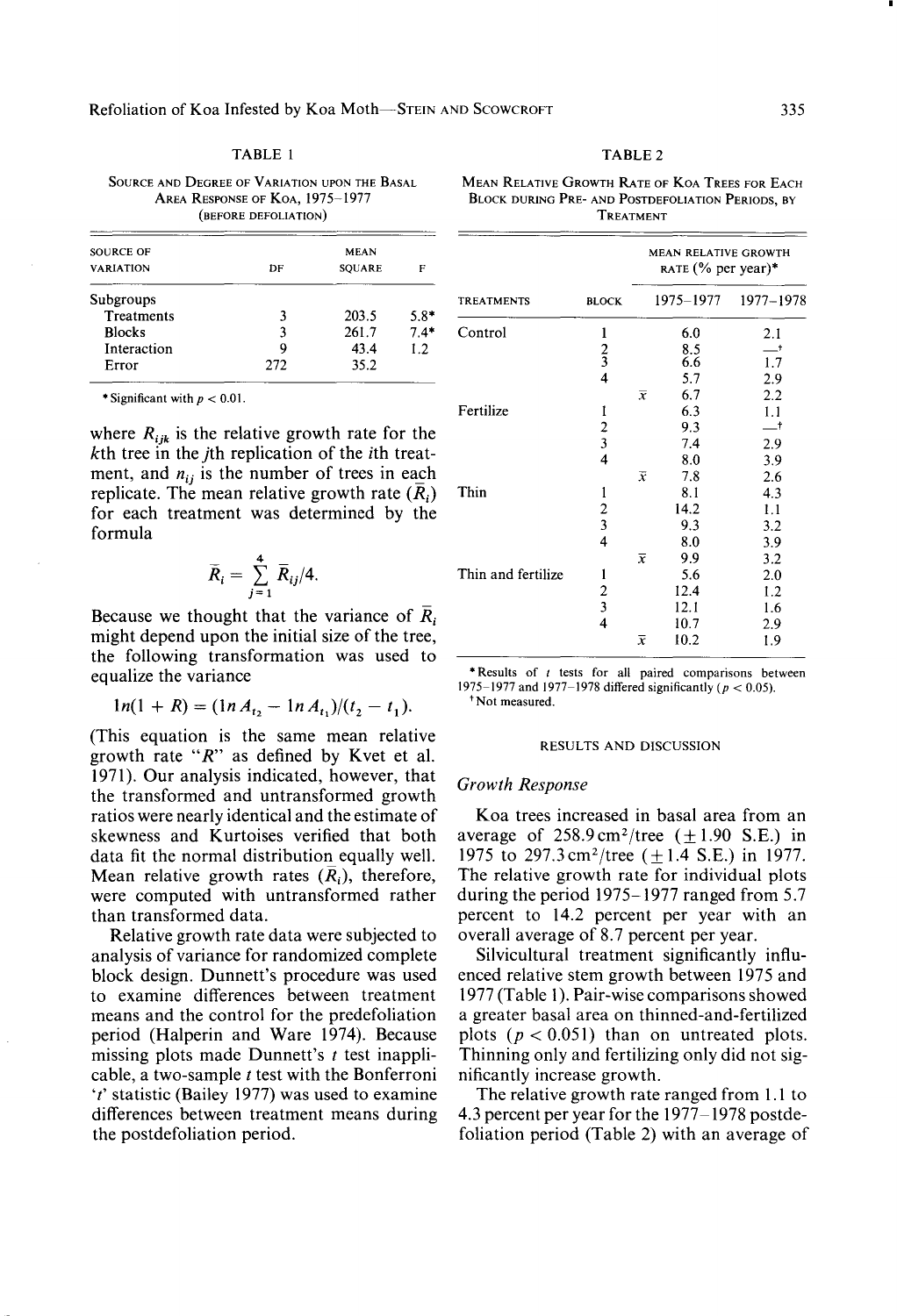TABLE 1

SOURCE AND DEGREE OF VARIATION UPON THE BASAL AREA RESPONSE OF KOA, 1975–1977 (BEFORE DEFOLIATION)

| SOURCE OF VARIATION | DF | MEAN SQUARE | F |
|---|---|---|---|
| Subgroups | | | |
| Treatments | 3 | 203.5 | 5.8* |
| Blocks | 3 | 261.7 | 7.4* |
| Interaction | 9 | 43.4 | 1.2 |
| Error | 272 | 35.2 | |

* Significant with $p < 0.01$.

where $R_{ijk}$ is the relative growth rate for the $k$th tree in the $j$th replication of the $i$th treatment, and $n_{ij}$ is the number of trees in each replicate. The mean relative growth rate ($\bar{R}_i$) for each treatment was determined by the formula

$$\bar{R}_i = \sum_{j=1}^{4} \bar{R}_{ij}/4.$$

Because we thought that the variance of $\bar{R}_i$ might depend upon the initial size of the tree, the following transformation was used to equalize the variance

$$\ln(1 + R) = (\ln A_{t_2} - \ln A_{t_1})/(t_2 - t_1).$$

(This equation is the same mean relative growth rate "$R$" as defined by Kvet et al. 1971). Our analysis indicated, however, that the transformed and untransformed growth ratios were nearly identical and the estimate of skewness and Kurtoises verified that both data fit the normal distribution equally well. Mean relative growth rates ($\bar{R}_i$), therefore, were computed with untransformed rather than transformed data.

Relative growth rate data were subjected to analysis of variance for randomized complete block design. Dunnett's procedure was used to examine differences between treatment means and the control for the predefoliation period (Halperin and Ware 1974). Because missing plots made Dunnett's $t$ test inapplicable, a two-sample $t$ test with the Bonferroni '$t$' statistic (Bailey 1977) was used to examine differences between treatment means during the postdefoliation period.

TABLE 2

MEAN RELATIVE GROWTH RATE OF KOA TREES FOR EACH BLOCK DURING PRE- AND POSTDEFOLIATION PERIODS, BY TREATMENT

| TREATMENTS | BLOCK | MEAN RELATIVE GROWTH RATE (% per year)* 1975–1977 | 1977–1978 |
|---|---|---|---|
| Control | 1 | 6.0 | 2.1 |
| | 2 | 8.5 | —† |
| | 3 | 6.6 | 1.7 |
| | 4 | 5.7 | 2.9 |
| | $\bar{x}$ | 6.7 | 2.2 |
| Fertilize | 1 | 6.3 | 1.1 |
| | 2 | 9.3 | —† |
| | 3 | 7.4 | 2.9 |
| | 4 | 8.0 | 3.9 |
| | $\bar{x}$ | 7.8 | 2.6 |
| Thin | 1 | 8.1 | 4.3 |
| | 2 | 14.2 | 1.1 |
| | 3 | 9.3 | 3.2 |
| | 4 | 8.0 | 3.9 |
| | $\bar{x}$ | 9.9 | 3.2 |
| Thin and fertilize | 1 | 5.6 | 2.0 |
| | 2 | 12.4 | 1.2 |
| | 3 | 12.1 | 1.6 |
| | 4 | 10.7 | 2.9 |
| | $\bar{x}$ | 10.2 | 1.9 |

* Results of $t$ tests for all paired comparisons between 1975–1977 and 1977–1978 differed significantly ($p < 0.05$).
† Not measured.

## RESULTS AND DISCUSSION

### *Growth Response*

Koa trees increased in basal area from an average of 258.9 $cm^2$/tree ($\pm 1.90$ S.E.) in 1975 to 297.3 $cm^2$/tree ($\pm 1.4$ S.E.) in 1977. The relative growth rate for individual plots during the period 1975–1977 ranged from 5.7 percent to 14.2 percent per year with an overall average of 8.7 percent per year.

Silvicultural treatment significantly influenced relative stem growth between 1975 and 1977 (Table 1). Pair-wise comparisons showed a greater basal area on thinned-and-fertilized plots ($p < 0.051$) than on untreated plots. Thinning only and fertilizing only did not significantly increase growth.

The relative growth rate ranged from 1.1 to 4.3 percent per year for the 1977–1978 postdefoliation period (Table 2) with an average of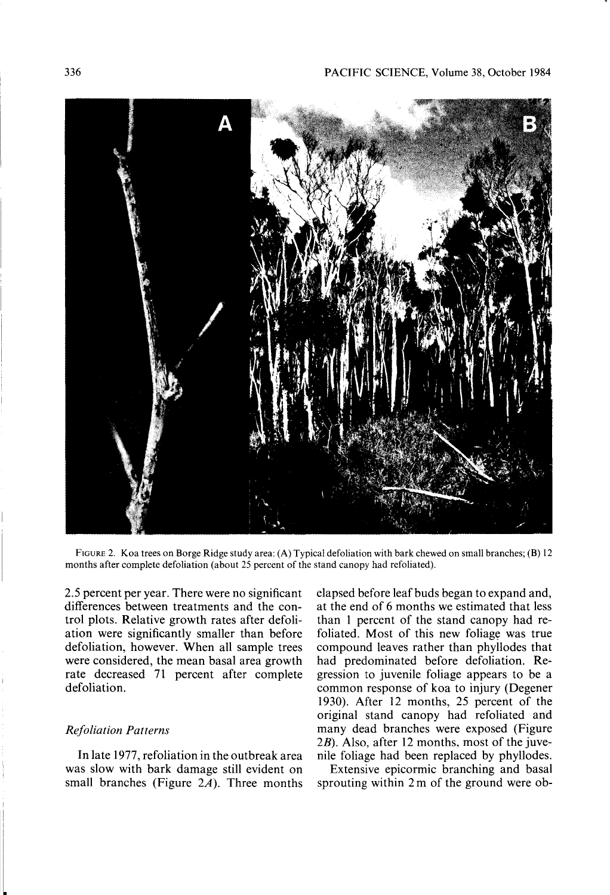FIGURE 2. Koa trees on Borge Ridge study area: (A) Typical defoliation with bark chewed on small branches; (B) 12 months after complete defoliation (about 25 percent of the stand canopy had refoliated).

2.5 percent per year. There were no significant differences between treatments and the control plots. Relative growth rates after defoliation were significantly smaller than before defoliation, however. When all sample trees were considered, the mean basal area growth rate decreased 71 percent after complete defoliation.

### *Refoliation Patterns*

In late 1977, refoliation in the outbreak area was slow with bark damage still evident on small branches (Figure 2*A*). Three months elapsed before leaf buds began to expand and, at the end of 6 months we estimated that less than 1 percent of the stand canopy had refoliated. Most of this new foliage was true compound leaves rather than phyllodes that had predominated before defoliation. Regression to juvenile foliage appears to be a common response of koa to injury (Degener 1930). After 12 months, 25 percent of the original stand canopy had refoliated and many dead branches were exposed (Figure 2*B*). Also, after 12 months, most of the juvenile foliage had been replaced by phyllodes.

Extensive epicormic branching and basal sprouting within 2 m of the ground were ob-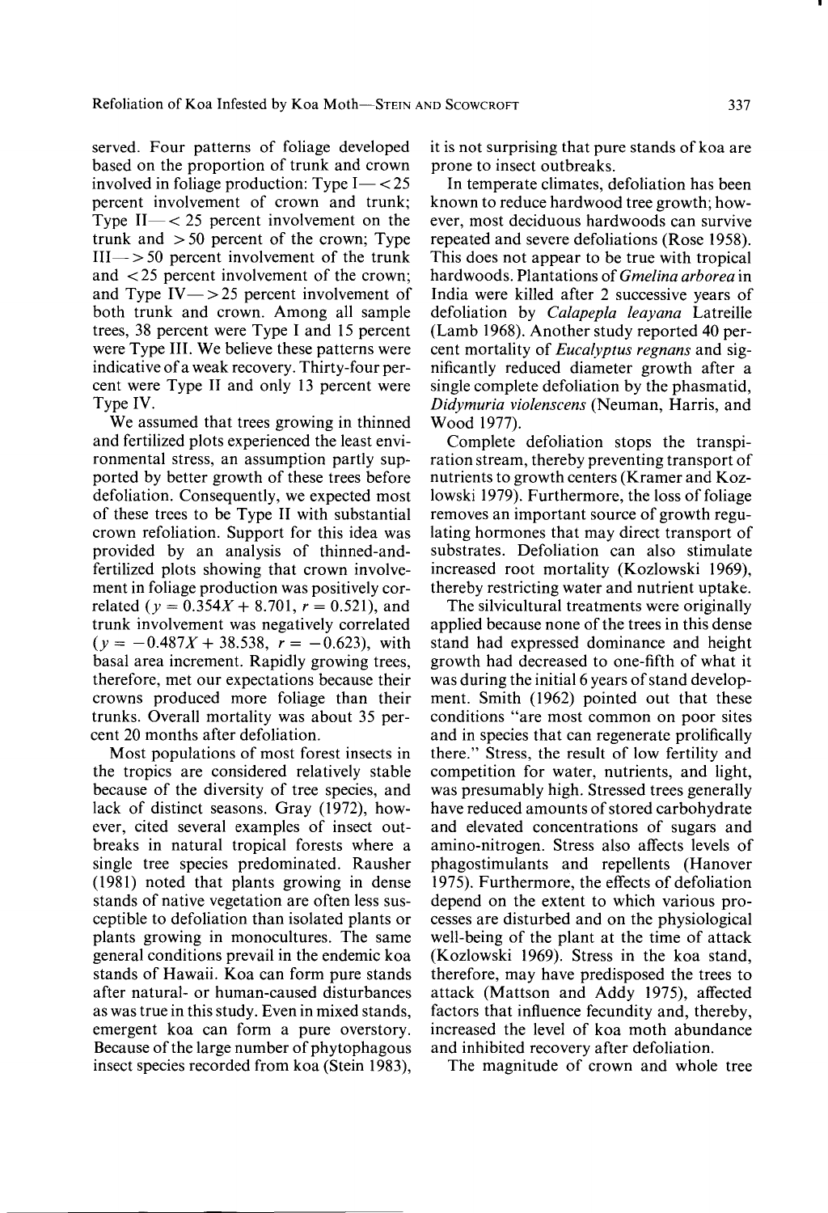served. Four patterns of foliage developed based on the proportion of trunk and crown involved in foliage production: Type I— <25 percent involvement of crown and trunk; Type II— < 25 percent involvement on the trunk and >50 percent of the crown; Type III— >50 percent involvement of the trunk and <25 percent involvement of the crown; and Type IV— >25 percent involvement of both trunk and crown. Among all sample trees, 38 percent were Type I and 15 percent were Type III. We believe these patterns were indicative of a weak recovery. Thirty-four percent were Type II and only 13 percent were Type IV.

We assumed that trees growing in thinned and fertilized plots experienced the least environmental stress, an assumption partly supported by better growth of these trees before defoliation. Consequently, we expected most of these trees to be Type II with substantial crown refoliation. Support for this idea was provided by an analysis of thinned-and-fertilized plots showing that crown involvement in foliage production was positively correlated ($y = 0.354X + 8.701$, $r = 0.521$), and trunk involvement was negatively correlated ($y = -0.487X + 38.538$, $r = -0.623$), with basal area increment. Rapidly growing trees, therefore, met our expectations because their crowns produced more foliage than their trunks. Overall mortality was about 35 percent 20 months after defoliation.

Most populations of most forest insects in the tropics are considered relatively stable because of the diversity of tree species, and lack of distinct seasons. Gray (1972), however, cited several examples of insect outbreaks in natural tropical forests where a single tree species predominated. Rausher (1981) noted that plants growing in dense stands of native vegetation are often less susceptible to defoliation than isolated plants or plants growing in monocultures. The same general conditions prevail in the endemic koa stands of Hawaii. Koa can form pure stands after natural- or human-caused disturbances as was true in this study. Even in mixed stands, emergent koa can form a pure overstory. Because of the large number of phytophagous insect species recorded from koa (Stein 1983), it is not surprising that pure stands of koa are prone to insect outbreaks.

In temperate climates, defoliation has been known to reduce hardwood tree growth; however, most deciduous hardwoods can survive repeated and severe defoliations (Rose 1958). This does not appear to be true with tropical hardwoods. Plantations of *Gmelina arborea* in India were killed after 2 successive years of defoliation by *Calapepla leayana* Latreille (Lamb 1968). Another study reported 40 percent mortality of *Eucalyptus regnans* and significantly reduced diameter growth after a single complete defoliation by the phasmatid, *Didymuria violenscens* (Neuman, Harris, and Wood 1977).

Complete defoliation stops the transpiration stream, thereby preventing transport of nutrients to growth centers (Kramer and Kozlowski 1979). Furthermore, the loss of foliage removes an important source of growth regulating hormones that may direct transport of substrates. Defoliation can also stimulate increased root mortality (Kozlowski 1969), thereby restricting water and nutrient uptake.

The silvicultural treatments were originally applied because none of the trees in this dense stand had expressed dominance and height growth had decreased to one-fifth of what it was during the initial 6 years of stand development. Smith (1962) pointed out that these conditions "are most common on poor sites and in species that can regenerate prolifically there." Stress, the result of low fertility and competition for water, nutrients, and light, was presumably high. Stressed trees generally have reduced amounts of stored carbohydrate and elevated concentrations of sugars and amino-nitrogen. Stress also affects levels of phagostimulants and repellents (Hanover 1975). Furthermore, the effects of defoliation depend on the extent to which various processes are disturbed and on the physiological well-being of the plant at the time of attack (Kozlowski 1969). Stress in the koa stand, therefore, may have predisposed the trees to attack (Mattson and Addy 1975), affected factors that influence fecundity and, thereby, increased the level of koa moth abundance and inhibited recovery after defoliation.

The magnitude of crown and whole tree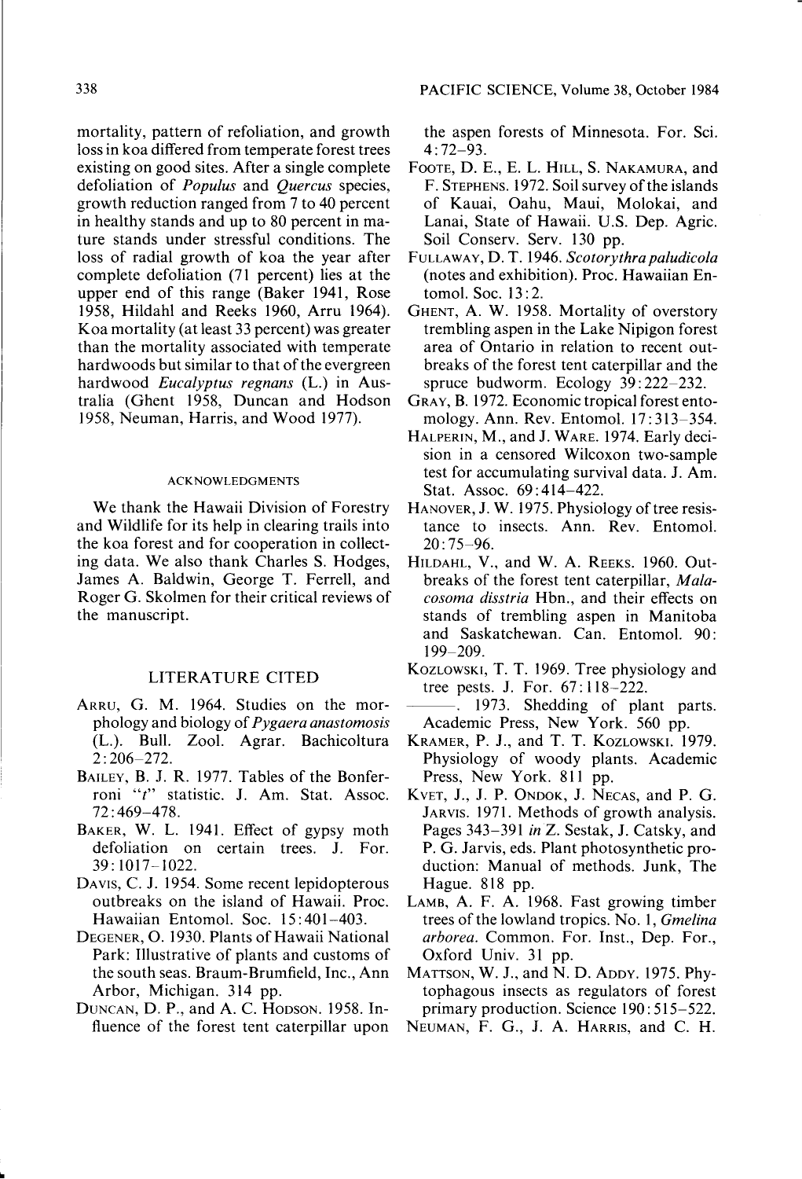mortality, pattern of refoliation, and growth loss in koa differed from temperate forest trees existing on good sites. After a single complete defoliation of *Populus* and *Quercus* species, growth reduction ranged from 7 to 40 percent in healthy stands and up to 80 percent in mature stands under stressful conditions. The loss of radial growth of koa the year after complete defoliation (71 percent) lies at the upper end of this range (Baker 1941, Rose 1958, Hildahl and Reeks 1960, Arru 1964). Koa mortality (at least 33 percent) was greater than the mortality associated with temperate hardwoods but similar to that of the evergreen hardwood *Eucalyptus regnans* (L.) in Australia (Ghent 1958, Duncan and Hodson 1958, Neuman, Harris, and Wood 1977).

## ACKNOWLEDGMENTS

We thank the Hawaii Division of Forestry and Wildlife for its help in clearing trails into the koa forest and for cooperation in collecting data. We also thank Charles S. Hodges, James A. Baldwin, George T. Ferrell, and Roger G. Skolmen for their critical reviews of the manuscript.

## LITERATURE CITED

ARRU, G. M. 1964. Studies on the morphology and biology of *Pygaera anastomosis* (L.). Bull. Zool. Agrar. Bachicoltura 2:206–272.

BAILEY, B. J. R. 1977. Tables of the Bonferroni "*t*" statistic. J. Am. Stat. Assoc. 72:469–478.

BAKER, W. L. 1941. Effect of gypsy moth defoliation on certain trees. J. For. 39:1017–1022.

DAVIS, C. J. 1954. Some recent lepidopterous outbreaks on the island of Hawaii. Proc. Hawaiian Entomol. Soc. 15:401–403.

DEGENER, O. 1930. Plants of Hawaii National Park: Illustrative of plants and customs of the south seas. Braum-Brumfield, Inc., Ann Arbor, Michigan. 314 pp.

DUNCAN, D. P., and A. C. HODSON. 1958. Influence of the forest tent caterpillar upon the aspen forests of Minnesota. For. Sci. 4:72–93.

FOOTE, D. E., E. L. HILL, S. NAKAMURA, and F. STEPHENS. 1972. Soil survey of the islands of Kauai, Oahu, Maui, Molokai, and Lanai, State of Hawaii. U.S. Dep. Agric. Soil Conserv. Serv. 130 pp.

FULLAWAY, D. T. 1946. *Scotorythra paludicola* (notes and exhibition). Proc. Hawaiian Entomol. Soc. 13:2.

GHENT, A. W. 1958. Mortality of overstory trembling aspen in the Lake Nipigon forest area of Ontario in relation to recent outbreaks of the forest tent caterpillar and the spruce budworm. Ecology 39:222–232.

GRAY, B. 1972. Economic tropical forest entomology. Ann. Rev. Entomol. 17:313–354.

HALPERIN, M., and J. WARE. 1974. Early decision in a censored Wilcoxon two-sample test for accumulating survival data. J. Am. Stat. Assoc. 69:414–422.

HANOVER, J. W. 1975. Physiology of tree resistance to insects. Ann. Rev. Entomol. 20:75–96.

HILDAHL, V., and W. A. REEKS. 1960. Outbreaks of the forest tent caterpillar, *Malacosoma disstria* Hbn., and their effects on stands of trembling aspen in Manitoba and Saskatchewan. Can. Entomol. 90: 199–209.

KOZLOWSKI, T. T. 1969. Tree physiology and tree pests. J. For. 67:118–222.

———. 1973. Shedding of plant parts. Academic Press, New York. 560 pp.

KRAMER, P. J., and T. T. KOZLOWSKI. 1979. Physiology of woody plants. Academic Press, New York. 811 pp.

KVET, J., J. P. ONDOK, J. NECAS, and P. G. JARVIS. 1971. Methods of growth analysis. Pages 343–391 *in* Z. Sestak, J. Catsky, and P. G. Jarvis, eds. Plant photosynthetic production: Manual of methods. Junk, The Hague. 818 pp.

LAMB, A. F. A. 1968. Fast growing timber trees of the lowland tropics. No. 1, *Gmelina arborea*. Common. For. Inst., Dep. For., Oxford Univ. 31 pp.

MATTSON, W. J., and N. D. ADDY. 1975. Phytophagous insects as regulators of forest primary production. Science 190:515–522.

NEUMAN, F. G., J. A. HARRIS, and C. H.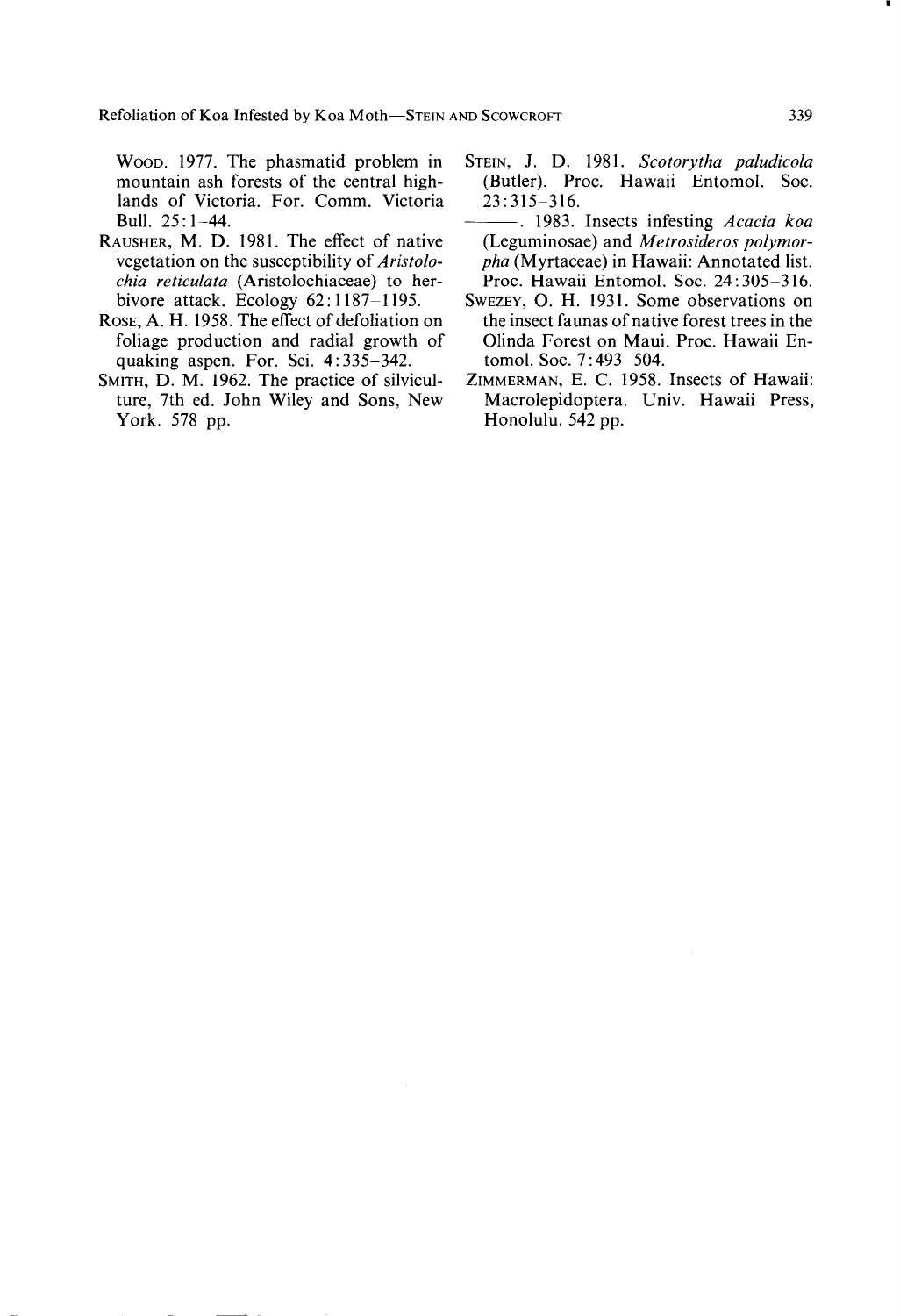WOOD. 1977. The phasmatid problem in mountain ash forests of the central highlands of Victoria. For. Comm. Victoria Bull. 25:1–44.

RAUSHER, M. D. 1981. The effect of native vegetation on the susceptibility of *Aristolochia reticulata* (Aristolochiaceae) to herbivore attack. Ecology 62:1187–1195.

ROSE, A. H. 1958. The effect of defoliation on foliage production and radial growth of quaking aspen. For. Sci. 4:335–342.

SMITH, D. M. 1962. The practice of silviculture, 7th ed. John Wiley and Sons, New York. 578 pp.

STEIN, J. D. 1981. *Scotorytha paludicola* (Butler). Proc. Hawaii Entomol. Soc. 23:315–316.

———. 1983. Insects infesting *Acacia koa* (Leguminosae) and *Metrosideros polymorpha* (Myrtaceae) in Hawaii: Annotated list. Proc. Hawaii Entomol. Soc. 24:305–316.

SWEZEY, O. H. 1931. Some observations on the insect faunas of native forest trees in the Olinda Forest on Maui. Proc. Hawaii Entomol. Soc. 7:493–504.

ZIMMERMAN, E. C. 1958. Insects of Hawaii: Macrolepidoptera. Univ. Hawaii Press, Honolulu. 542 pp.